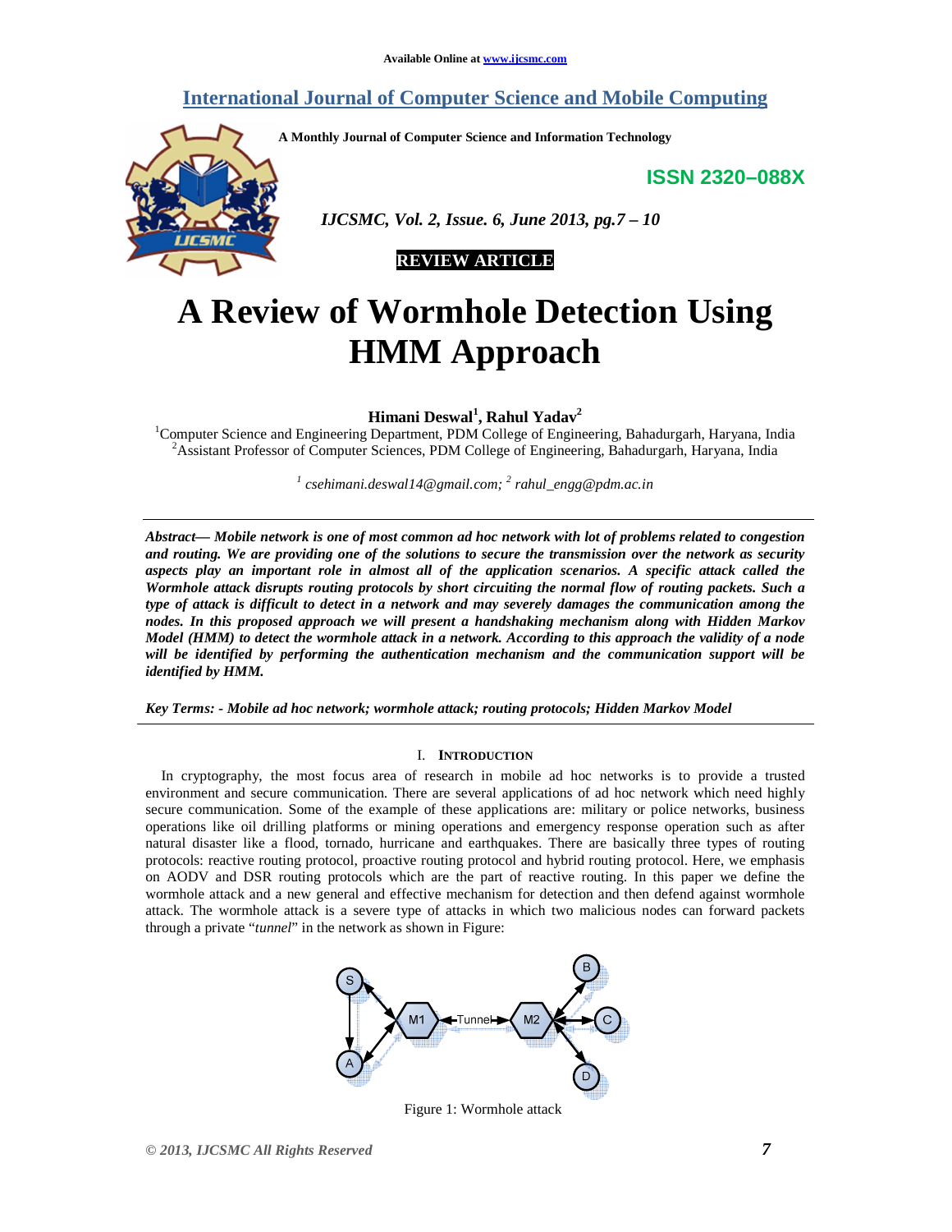Available Online at www.ijcsmc.com

# International Journal of Computer Science and Mobile Computing

A Monthly Journal of Computer Science and Information Technology

**ISSN 2320–088X**

*IJCSMC, Vol. 2, Issue. 6, June 2013, pg.7 – 10*

**REVIEW ARTICLE**

# A Review of Wormhole Detection Using HMM Approach

**Himani Deswal[1], Rahul Yadav[2]**

[1]Computer Science and Engineering Department, PDM College of Engineering, Bahadurgarh, Haryana, India
[2]Assistant Professor of Computer Sciences, PDM College of Engineering, Bahadurgarh, Haryana, India

*[1] csehimani.deswal14@gmail.com; [2] rahul_engg@pdm.ac.in*

***Abstract***— ***Mobile network is one of most common ad hoc network with lot of problems related to congestion and routing. We are providing one of the solutions to secure the transmission over the network as security aspects play an important role in almost all of the application scenarios. A specific attack called the Wormhole attack disrupts routing protocols by short circuiting the normal flow of routing packets. Such a type of attack is difficult to detect in a network and may severely damages the communication among the nodes. In this proposed approach we will present a handshaking mechanism along with Hidden Markov Model (HMM) to detect the wormhole attack in a network. According to this approach the validity of a node will be identified by performing the authentication mechanism and the communication support will be identified by HMM.***

***Key Terms: - Mobile ad hoc network; wormhole attack; routing protocols; Hidden Markov Model***

## I. Introduction

In cryptography, the most focus area of research in mobile ad hoc networks is to provide a trusted environment and secure communication. There are several applications of ad hoc network which need highly secure communication. Some of the example of these applications are: military or police networks, business operations like oil drilling platforms or mining operations and emergency response operation such as after natural disaster like a flood, tornado, hurricane and earthquakes. There are basically three types of routing protocols: reactive routing protocol, proactive routing protocol and hybrid routing protocol. Here, we emphasis on AODV and DSR routing protocols which are the part of reactive routing. In this paper we define the wormhole attack and a new general and effective mechanism for detection and then defend against wormhole attack. The wormhole attack is a severe type of attacks in which two malicious nodes can forward packets through a private "*tunnel*" in the network as shown in Figure:

Figure 1: Wormhole attack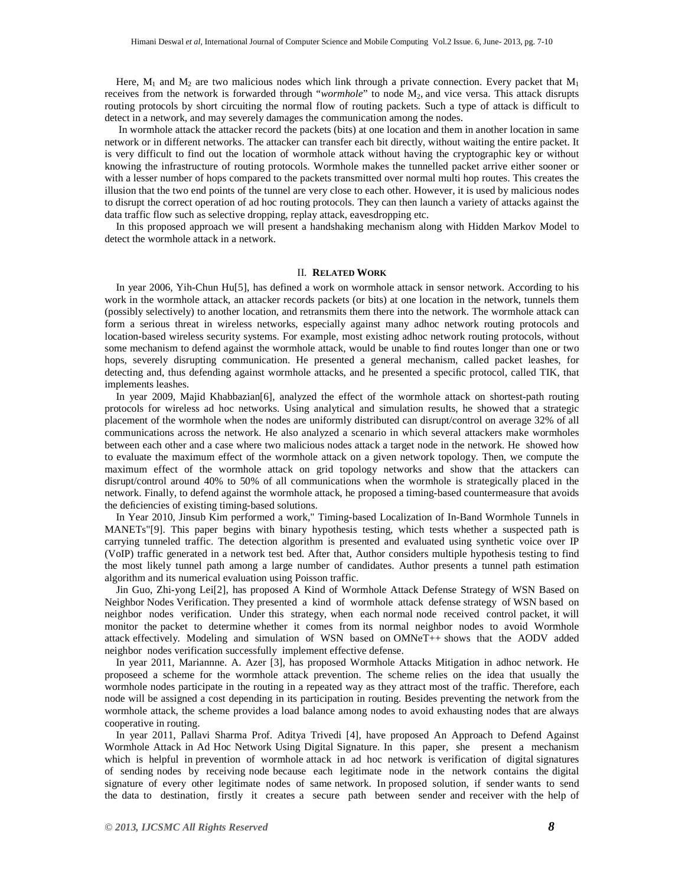Here, $M_1$ and $M_2$ are two malicious nodes which link through a private connection. Every packet that $M_1$ receives from the network is forwarded through "*wormhole*" to node $M_2$, and vice versa. This attack disrupts routing protocols by short circuiting the normal flow of routing packets. Such a type of attack is difficult to detect in a network, and may severely damages the communication among the nodes.

In wormhole attack the attacker record the packets (bits) at one location and them in another location in same network or in different networks. The attacker can transfer each bit directly, without waiting the entire packet. It is very difficult to find out the location of wormhole attack without having the cryptographic key or without knowing the infrastructure of routing protocols. Wormhole makes the tunnelled packet arrive either sooner or with a lesser number of hops compared to the packets transmitted over normal multi hop routes. This creates the illusion that the two end points of the tunnel are very close to each other. However, it is used by malicious nodes to disrupt the correct operation of ad hoc routing protocols. They can then launch a variety of attacks against the data traffic flow such as selective dropping, replay attack, eavesdropping etc.

In this proposed approach we will present a handshaking mechanism along with Hidden Markov Model to detect the wormhole attack in a network.

## II. RELATED WORK

In year 2006, Yih-Chun Hu[5], has defined a work on wormhole attack in sensor network. According to his work in the wormhole attack, an attacker records packets (or bits) at one location in the network, tunnels them (possibly selectively) to another location, and retransmits them there into the network. The wormhole attack can form a serious threat in wireless networks, especially against many adhoc network routing protocols and location-based wireless security systems. For example, most existing adhoc network routing protocols, without some mechanism to defend against the wormhole attack, would be unable to find routes longer than one or two hops, severely disrupting communication. He presented a general mechanism, called packet leashes, for detecting and, thus defending against wormhole attacks, and he presented a specific protocol, called TIK, that implements leashes.

In year 2009, Majid Khabbazian[6], analyzed the effect of the wormhole attack on shortest-path routing protocols for wireless ad hoc networks. Using analytical and simulation results, he showed that a strategic placement of the wormhole when the nodes are uniformly distributed can disrupt/control on average 32% of all communications across the network. He also analyzed a scenario in which several attackers make wormholes between each other and a case where two malicious nodes attack a target node in the network. He showed how to evaluate the maximum effect of the wormhole attack on a given network topology. Then, we compute the maximum effect of the wormhole attack on grid topology networks and show that the attackers can disrupt/control around 40% to 50% of all communications when the wormhole is strategically placed in the network. Finally, to defend against the wormhole attack, he proposed a timing-based countermeasure that avoids the deficiencies of existing timing-based solutions.

In Year 2010, Jinsub Kim performed a work," Timing-based Localization of In-Band Wormhole Tunnels in MANETs"[9]. This paper begins with binary hypothesis testing, which tests whether a suspected path is carrying tunneled traffic. The detection algorithm is presented and evaluated using synthetic voice over IP (VoIP) traffic generated in a network test bed. After that, Author considers multiple hypothesis testing to find the most likely tunnel path among a large number of candidates. Author presents a tunnel path estimation algorithm and its numerical evaluation using Poisson traffic.

Jin Guo, Zhi-yong Lei[2], has proposed A Kind of Wormhole Attack Defense Strategy of WSN Based on Neighbor Nodes Verification. They presented a kind of wormhole attack defense strategy of WSN based on neighbor nodes verification. Under this strategy, when each normal node received control packet, it will monitor the packet to determine whether it comes from its normal neighbor nodes to avoid Wormhole attack effectively. Modeling and simulation of WSN based on OMNeT++ shows that the AODV added neighbor nodes verification successfully implement effective defense.

In year 2011, Mariannne. A. Azer [3], has proposed Wormhole Attacks Mitigation in adhoc network. He proposeed a scheme for the wormhole attack prevention. The scheme relies on the idea that usually the wormhole nodes participate in the routing in a repeated way as they attract most of the traffic. Therefore, each node will be assigned a cost depending in its participation in routing. Besides preventing the network from the wormhole attack, the scheme provides a load balance among nodes to avoid exhausting nodes that are always cooperative in routing.

In year 2011, Pallavi Sharma Prof. Aditya Trivedi [4], have proposed An Approach to Defend Against Wormhole Attack in Ad Hoc Network Using Digital Signature. In this paper, she present a mechanism which is helpful in prevention of wormhole attack in ad hoc network is verification of digital signatures of sending nodes by receiving node because each legitimate node in the network contains the digital signature of every other legitimate nodes of same network. In proposed solution, if sender wants to send the data to destination, firstly it creates a secure path between sender and receiver with the help of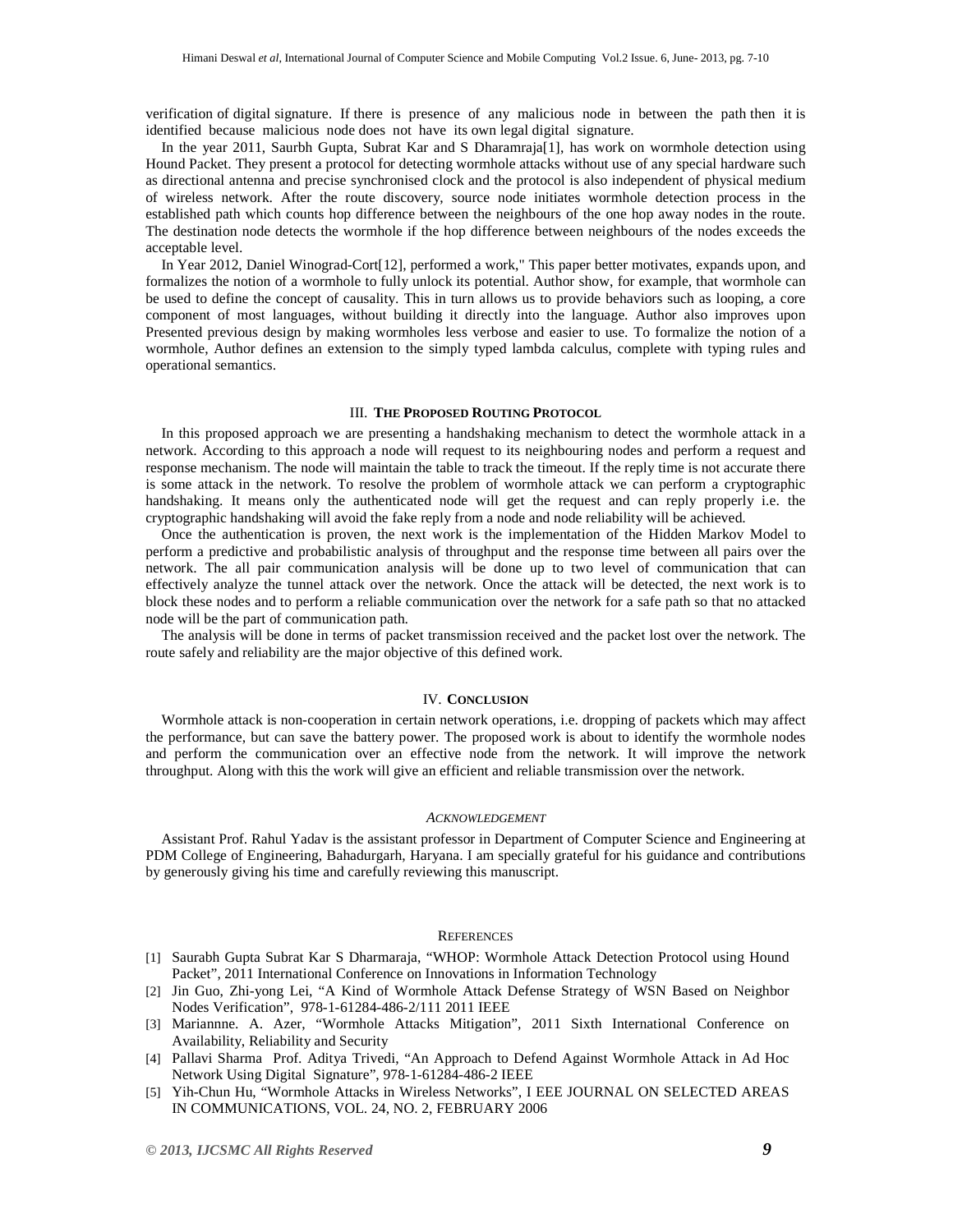verification of digital signature. If there is presence of any malicious node in between the path then it is identified because malicious node does not have its own legal digital signature.

In the year 2011, Saurbh Gupta, Subrat Kar and S Dharamraja[1], has work on wormhole detection using Hound Packet. They present a protocol for detecting wormhole attacks without use of any special hardware such as directional antenna and precise synchronised clock and the protocol is also independent of physical medium of wireless network. After the route discovery, source node initiates wormhole detection process in the established path which counts hop difference between the neighbours of the one hop away nodes in the route. The destination node detects the wormhole if the hop difference between neighbours of the nodes exceeds the acceptable level.

In Year 2012, Daniel Winograd-Cort[12], performed a work," This paper better motivates, expands upon, and formalizes the notion of a wormhole to fully unlock its potential. Author show, for example, that wormhole can be used to define the concept of causality. This in turn allows us to provide behaviors such as looping, a core component of most languages, without building it directly into the language. Author also improves upon Presented previous design by making wormholes less verbose and easier to use. To formalize the notion of a wormhole, Author defines an extension to the simply typed lambda calculus, complete with typing rules and operational semantics.

## III. THE PROPOSED ROUTING PROTOCOL

In this proposed approach we are presenting a handshaking mechanism to detect the wormhole attack in a network. According to this approach a node will request to its neighbouring nodes and perform a request and response mechanism. The node will maintain the table to track the timeout. If the reply time is not accurate there is some attack in the network. To resolve the problem of wormhole attack we can perform a cryptographic handshaking. It means only the authenticated node will get the request and can reply properly i.e. the cryptographic handshaking will avoid the fake reply from a node and node reliability will be achieved.

Once the authentication is proven, the next work is the implementation of the Hidden Markov Model to perform a predictive and probabilistic analysis of throughput and the response time between all pairs over the network. The all pair communication analysis will be done up to two level of communication that can effectively analyze the tunnel attack over the network. Once the attack will be detected, the next work is to block these nodes and to perform a reliable communication over the network for a safe path so that no attacked node will be the part of communication path.

The analysis will be done in terms of packet transmission received and the packet lost over the network. The route safely and reliability are the major objective of this defined work.

## IV. CONCLUSION

Wormhole attack is non-cooperation in certain network operations, i.e. dropping of packets which may affect the performance, but can save the battery power. The proposed work is about to identify the wormhole nodes and perform the communication over an effective node from the network. It will improve the network throughput. Along with this the work will give an efficient and reliable transmission over the network.

## *ACKNOWLEDGEMENT*

Assistant Prof. Rahul Yadav is the assistant professor in Department of Computer Science and Engineering at PDM College of Engineering, Bahadurgarh, Haryana. I am specially grateful for his guidance and contributions by generously giving his time and carefully reviewing this manuscript.

## REFERENCES

[1] Saurabh Gupta Subrat Kar S Dharmaraja, "WHOP: Wormhole Attack Detection Protocol using Hound Packet", 2011 International Conference on Innovations in Information Technology

[2] Jin Guo, Zhi-yong Lei, "A Kind of Wormhole Attack Defense Strategy of WSN Based on Neighbor Nodes Verification", 978-1-61284-486-2/111 2011 IEEE

[3] Mariannne. A. Azer, "Wormhole Attacks Mitigation", 2011 Sixth International Conference on Availability, Reliability and Security

[4] Pallavi Sharma Prof. Aditya Trivedi, "An Approach to Defend Against Wormhole Attack in Ad Hoc Network Using Digital Signature", 978-1-61284-486-2 IEEE

[5] Yih-Chun Hu, "Wormhole Attacks in Wireless Networks", I EEE JOURNAL ON SELECTED AREAS IN COMMUNICATIONS, VOL. 24, NO. 2, FEBRUARY 2006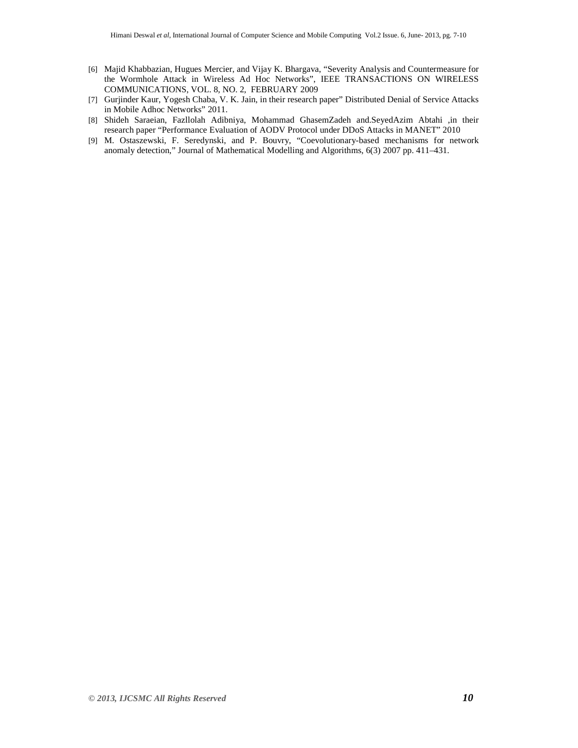[6] Majid Khabbazian, Hugues Mercier, and Vijay K. Bhargava, “Severity Analysis and Countermeasure for the Wormhole Attack in Wireless Ad Hoc Networks”, IEEE TRANSACTIONS ON WIRELESS COMMUNICATIONS, VOL. 8, NO. 2, FEBRUARY 2009

[7] Gurjinder Kaur, Yogesh Chaba, V. K. Jain, in their research paper” Distributed Denial of Service Attacks in Mobile Adhoc Networks” 2011.

[8] Shideh Saraeian, Fazllolah Adibniya, Mohammad GhasemZadeh and.SeyedAzim Abtahi ,in their research paper “Performance Evaluation of AODV Protocol under DDoS Attacks in MANET” 2010

[9] M. Ostaszewski, F. Seredynski, and P. Bouvry, “Coevolutionary-based mechanisms for network anomaly detection,” Journal of Mathematical Modelling and Algorithms, 6(3) 2007 pp. 411–431.